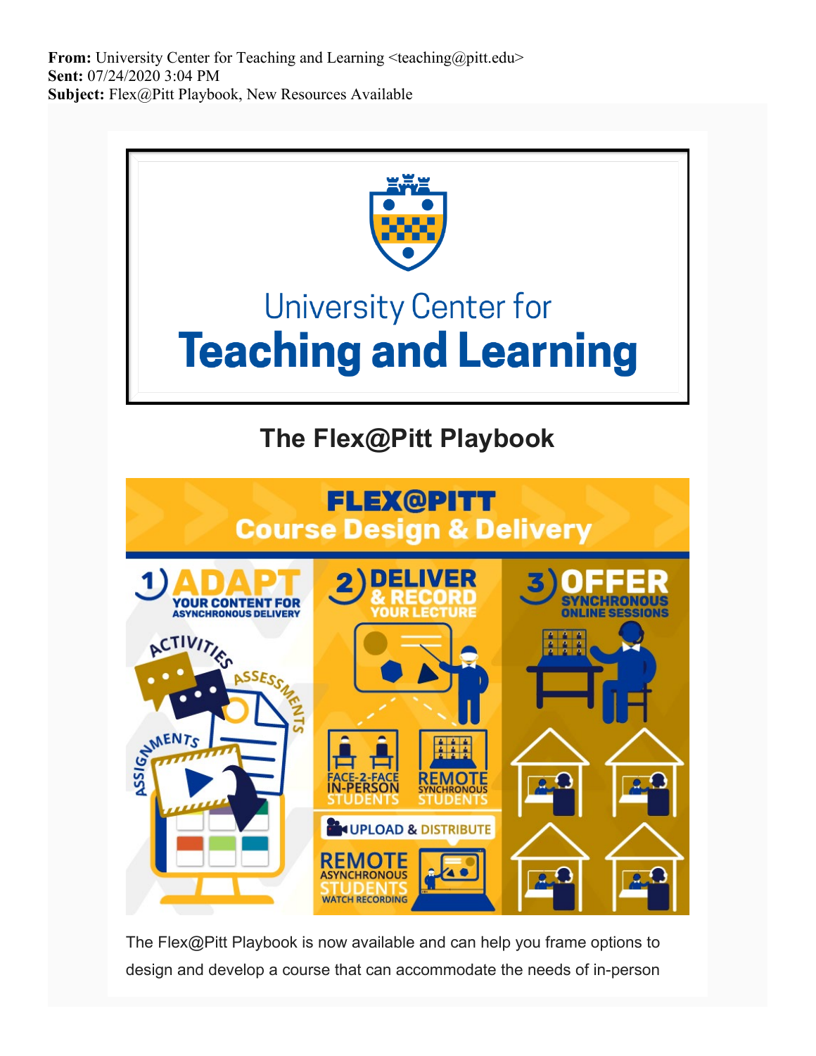**From:** University Center for Teaching and Learning <teaching@pitt.edu>
**Sent:** 07/24/2020 3:04 PM
**Subject:** Flex@Pitt Playbook, New Resources Available

University Center for
**Teaching and Learning**

## The Flex@Pitt Playbook

FLEX@PITT
Course Design & Delivery

1) ADAPT YOUR CONTENT FOR ASYNCHRONOUS DELIVERY
ACTIVITIES, ASSESSMENTS, ASSIGNMENTS

2) DELIVER & RECORD YOUR LECTURE
FACE-2-FACE IN-PERSON STUDENTS
REMOTE SYNCHRONOUS STUDENTS
UPLOAD & DISTRIBUTE
REMOTE ASYNCHRONOUS STUDENTS WATCH RECORDING

3) OFFER SYNCHRONOUS ONLINE SESSIONS

The Flex@Pitt Playbook is now available and can help you frame options to design and develop a course that can accommodate the needs of in-person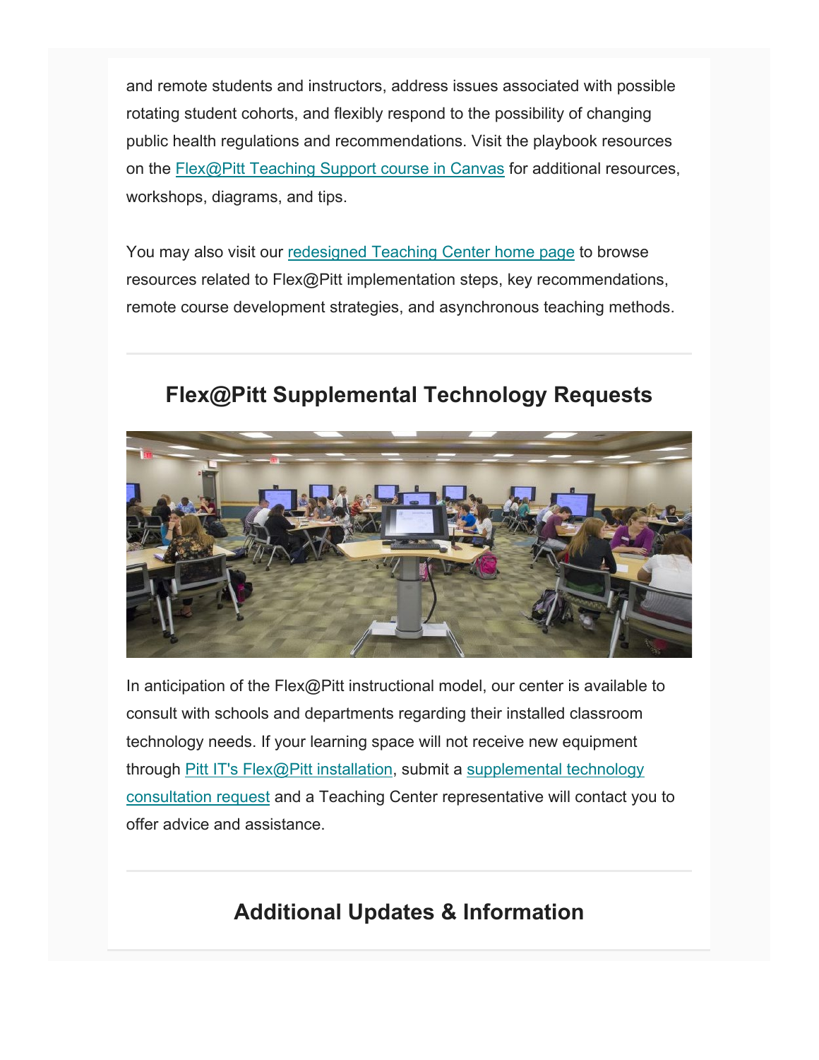and remote students and instructors, address issues associated with possible rotating student cohorts, and flexibly respond to the possibility of changing public health regulations and recommendations. Visit the playbook resources on the Flex@Pitt Teaching Support course in Canvas for additional resources, workshops, diagrams, and tips.

You may also visit our redesigned Teaching Center home page to browse resources related to Flex@Pitt implementation steps, key recommendations, remote course development strategies, and asynchronous teaching methods.

---

## Flex@Pitt Supplemental Technology Requests

In anticipation of the Flex@Pitt instructional model, our center is available to consult with schools and departments regarding their installed classroom technology needs. If your learning space will not receive new equipment through Pitt IT's Flex@Pitt installation, submit a supplemental technology consultation request and a Teaching Center representative will contact you to offer advice and assistance.

---

## Additional Updates & Information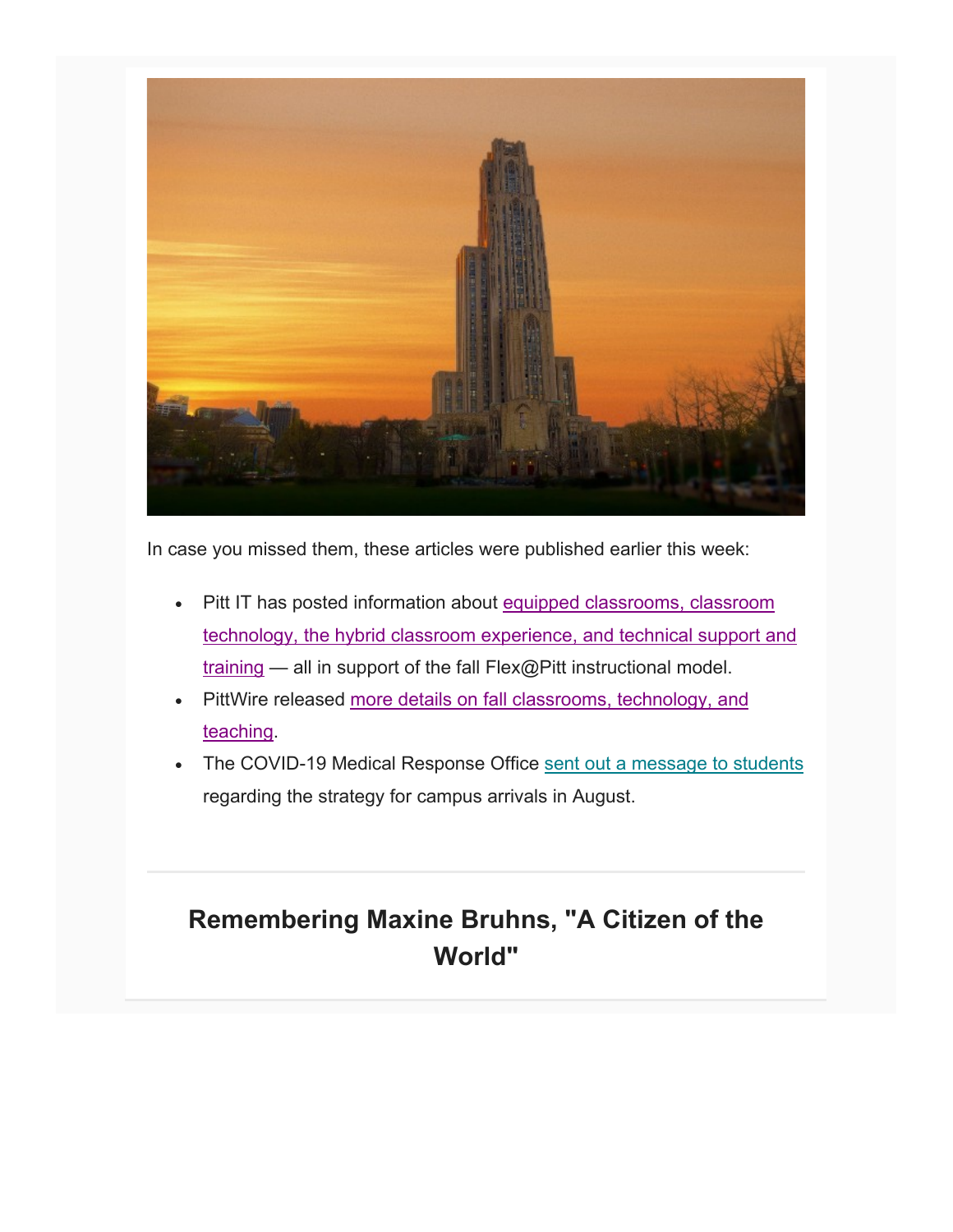In case you missed them, these articles were published earlier this week:

- Pitt IT has posted information about equipped classrooms, classroom technology, the hybrid classroom experience, and technical support and training — all in support of the fall Flex@Pitt instructional model.
- PittWire released more details on fall classrooms, technology, and teaching.
- The COVID-19 Medical Response Office sent out a message to students regarding the strategy for campus arrivals in August.

---

## Remembering Maxine Bruhns, "A Citizen of the World"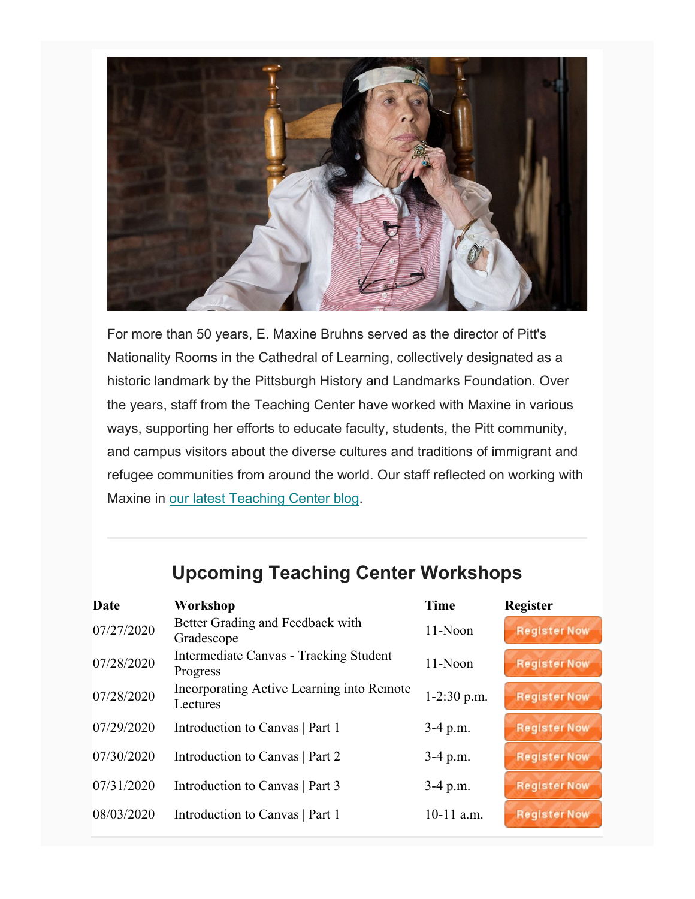For more than 50 years, E. Maxine Bruhns served as the director of Pitt's Nationality Rooms in the Cathedral of Learning, collectively designated as a historic landmark by the Pittsburgh History and Landmarks Foundation. Over the years, staff from the Teaching Center have worked with Maxine in various ways, supporting her efforts to educate faculty, students, the Pitt community, and campus visitors about the diverse cultures and traditions of immigrant and refugee communities from around the world. Our staff reflected on working with Maxine in our latest Teaching Center blog.

## Upcoming Teaching Center Workshops

| Date | Workshop | Time | Register |
|---|---|---|---|
| 07/27/2020 | Better Grading and Feedback with Gradescope | 11-Noon | Register Now |
| 07/28/2020 | Intermediate Canvas - Tracking Student Progress | 11-Noon | Register Now |
| 07/28/2020 | Incorporating Active Learning into Remote Lectures | 1-2:30 p.m. | Register Now |
| 07/29/2020 | Introduction to Canvas \| Part 1 | 3-4 p.m. | Register Now |
| 07/30/2020 | Introduction to Canvas \| Part 2 | 3-4 p.m. | Register Now |
| 07/31/2020 | Introduction to Canvas \| Part 3 | 3-4 p.m. | Register Now |
| 08/03/2020 | Introduction to Canvas \| Part 1 | 10-11 a.m. | Register Now |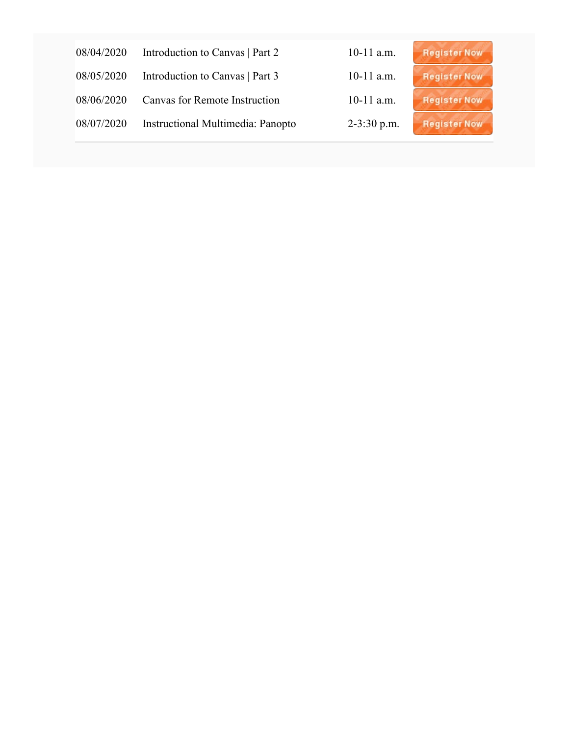| | | | |
|---|---|---|---|
| 08/04/2020 | Introduction to Canvas \| Part 2 | 10-11 a.m. | Register Now |
| 08/05/2020 | Introduction to Canvas \| Part 3 | 10-11 a.m. | Register Now |
| 08/06/2020 | Canvas for Remote Instruction | 10-11 a.m. | Register Now |
| 08/07/2020 | Instructional Multimedia: Panopto | 2-3:30 p.m. | Register Now |